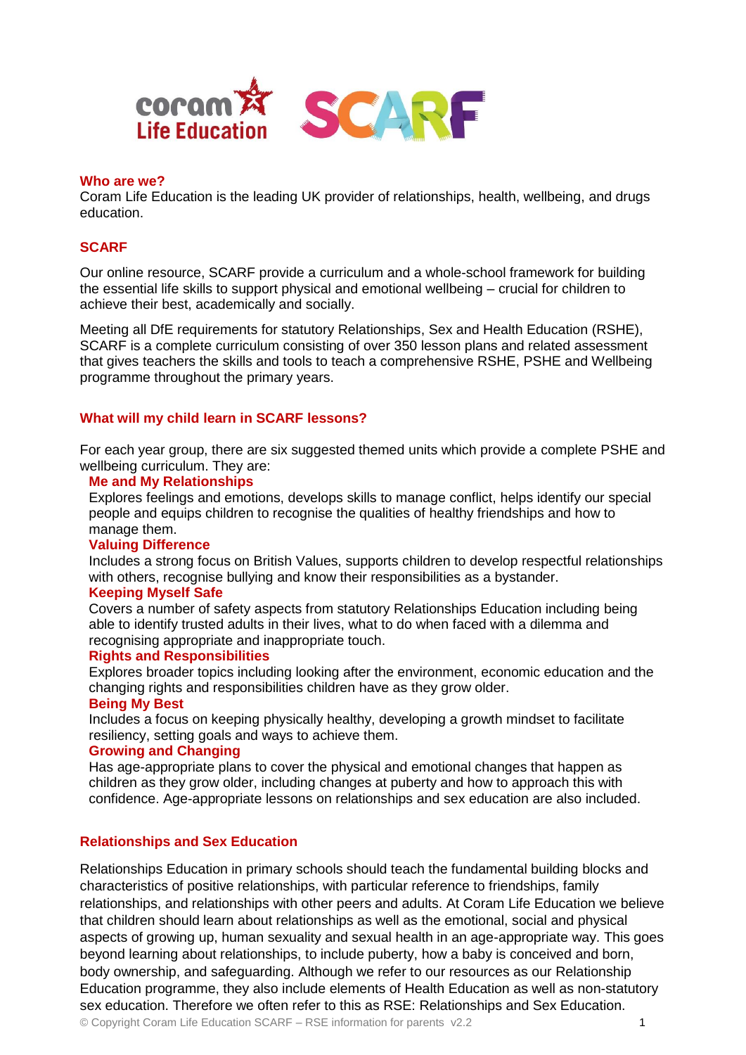## Who are we?

Coram Life Education is the leading UK provider of relationships, health, wellbeing, and drugs education.

## SCARF

Our online resource, SCARF provide a curriculum and a whole-school framework for building the essential life skills to support physical and emotional wellbeing – crucial for children to achieve their best, academically and socially.

Meeting all DfE requirements for statutory Relationships, Sex and Health Education (RSHE), SCARF is a complete curriculum consisting of over 350 lesson plans and related assessment that gives teachers the skills and tools to teach a comprehensive RSHE, PSHE and Wellbeing programme throughout the primary years.

## What will my child learn in SCARF lessons?

For each year group, there are six suggested themed units which provide a complete PSHE and wellbeing curriculum. They are:

### Me and My Relationships

Explores feelings and emotions, develops skills to manage conflict, helps identify our special people and equips children to recognise the qualities of healthy friendships and how to manage them.

### Valuing Difference

Includes a strong focus on British Values, supports children to develop respectful relationships with others, recognise bullying and know their responsibilities as a bystander.

### Keeping Myself Safe

Covers a number of safety aspects from statutory Relationships Education including being able to identify trusted adults in their lives, what to do when faced with a dilemma and recognising appropriate and inappropriate touch.

### Rights and Responsibilities

Explores broader topics including looking after the environment, economic education and the changing rights and responsibilities children have as they grow older.

### Being My Best

Includes a focus on keeping physically healthy, developing a growth mindset to facilitate resiliency, setting goals and ways to achieve them.

### Growing and Changing

Has age-appropriate plans to cover the physical and emotional changes that happen as children as they grow older, including changes at puberty and how to approach this with confidence. Age-appropriate lessons on relationships and sex education are also included.

## Relationships and Sex Education

Relationships Education in primary schools should teach the fundamental building blocks and characteristics of positive relationships, with particular reference to friendships, family relationships, and relationships with other peers and adults. At Coram Life Education we believe that children should learn about relationships as well as the emotional, social and physical aspects of growing up, human sexuality and sexual health in an age-appropriate way. This goes beyond learning about relationships, to include puberty, how a baby is conceived and born, body ownership, and safeguarding. Although we refer to our resources as our Relationship Education programme, they also include elements of Health Education as well as non-statutory sex education. Therefore we often refer to this as RSE: Relationships and Sex Education.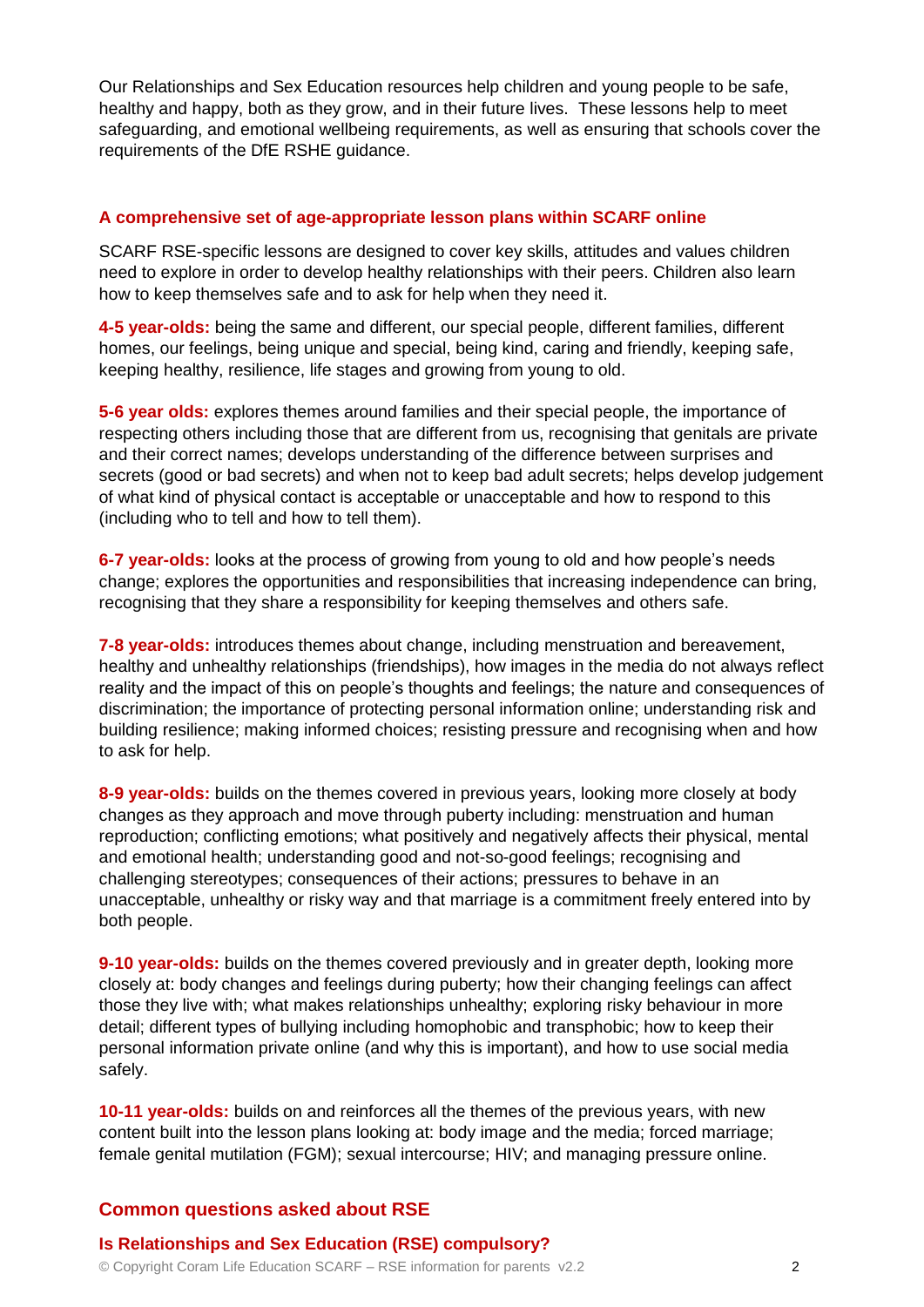Our Relationships and Sex Education resources help children and young people to be safe, healthy and happy, both as they grow, and in their future lives. These lessons help to meet safeguarding, and emotional wellbeing requirements, as well as ensuring that schools cover the requirements of the DfE RSHE guidance.

### A comprehensive set of age-appropriate lesson plans within SCARF online

SCARF RSE-specific lessons are designed to cover key skills, attitudes and values children need to explore in order to develop healthy relationships with their peers. Children also learn how to keep themselves safe and to ask for help when they need it.

**4-5 year-olds:** being the same and different, our special people, different families, different homes, our feelings, being unique and special, being kind, caring and friendly, keeping safe, keeping healthy, resilience, life stages and growing from young to old.

**5-6 year olds:** explores themes around families and their special people, the importance of respecting others including those that are different from us, recognising that genitals are private and their correct names; develops understanding of the difference between surprises and secrets (good or bad secrets) and when not to keep bad adult secrets; helps develop judgement of what kind of physical contact is acceptable or unacceptable and how to respond to this (including who to tell and how to tell them).

**6-7 year-olds:** looks at the process of growing from young to old and how people's needs change; explores the opportunities and responsibilities that increasing independence can bring, recognising that they share a responsibility for keeping themselves and others safe.

**7-8 year-olds:** introduces themes about change, including menstruation and bereavement, healthy and unhealthy relationships (friendships), how images in the media do not always reflect reality and the impact of this on people's thoughts and feelings; the nature and consequences of discrimination; the importance of protecting personal information online; understanding risk and building resilience; making informed choices; resisting pressure and recognising when and how to ask for help.

**8-9 year-olds:** builds on the themes covered in previous years, looking more closely at body changes as they approach and move through puberty including: menstruation and human reproduction; conflicting emotions; what positively and negatively affects their physical, mental and emotional health; understanding good and not-so-good feelings; recognising and challenging stereotypes; consequences of their actions; pressures to behave in an unacceptable, unhealthy or risky way and that marriage is a commitment freely entered into by both people.

**9-10 year-olds:** builds on the themes covered previously and in greater depth, looking more closely at: body changes and feelings during puberty; how their changing feelings can affect those they live with; what makes relationships unhealthy; exploring risky behaviour in more detail; different types of bullying including homophobic and transphobic; how to keep their personal information private online (and why this is important), and how to use social media safely.

**10-11 year-olds:** builds on and reinforces all the themes of the previous years, with new content built into the lesson plans looking at: body image and the media; forced marriage; female genital mutilation (FGM); sexual intercourse; HIV; and managing pressure online.

## Common questions asked about RSE

### Is Relationships and Sex Education (RSE) compulsory?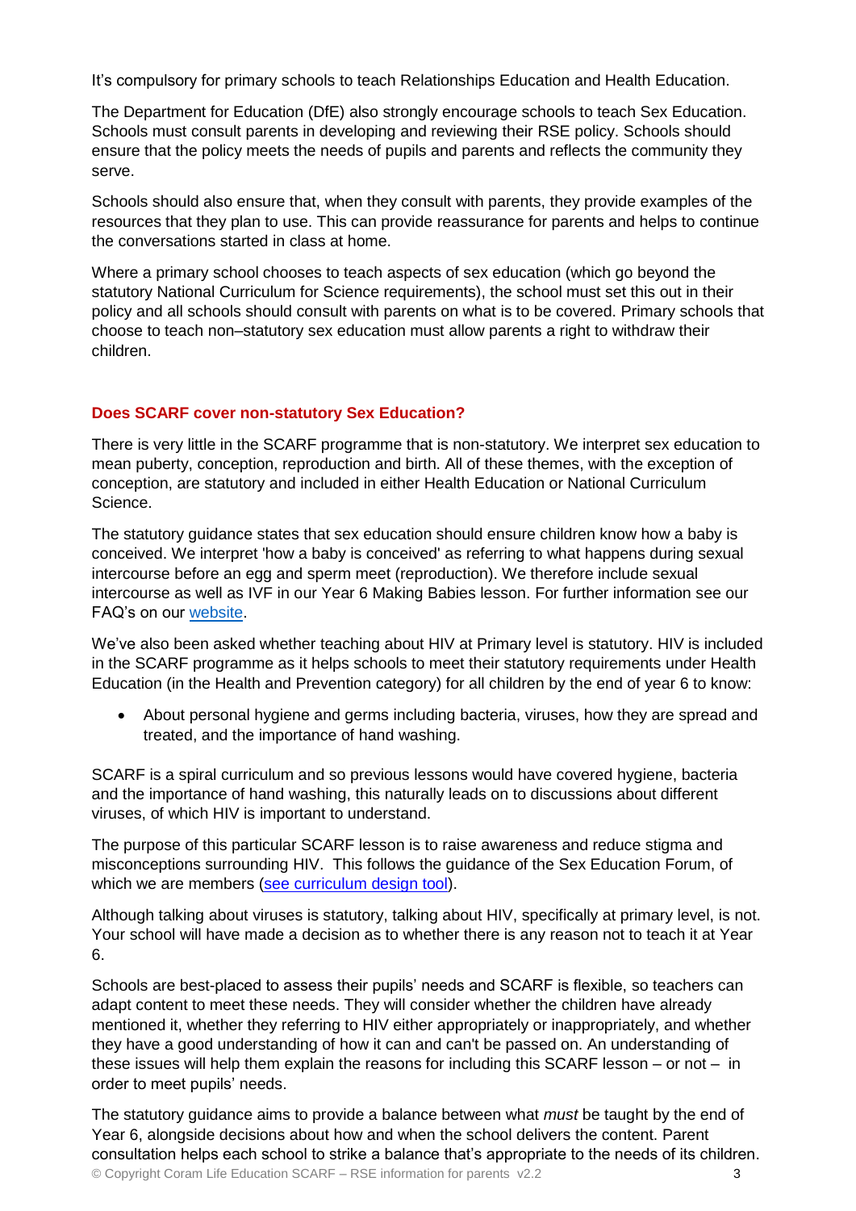It's compulsory for primary schools to teach Relationships Education and Health Education.

The Department for Education (DfE) also strongly encourage schools to teach Sex Education. Schools must consult parents in developing and reviewing their RSE policy. Schools should ensure that the policy meets the needs of pupils and parents and reflects the community they serve.

Schools should also ensure that, when they consult with parents, they provide examples of the resources that they plan to use. This can provide reassurance for parents and helps to continue the conversations started in class at home.

Where a primary school chooses to teach aspects of sex education (which go beyond the statutory National Curriculum for Science requirements), the school must set this out in their policy and all schools should consult with parents on what is to be covered. Primary schools that choose to teach non–statutory sex education must allow parents a right to withdraw their children.

### Does SCARF cover non-statutory Sex Education?

There is very little in the SCARF programme that is non-statutory. We interpret sex education to mean puberty, conception, reproduction and birth. All of these themes, with the exception of conception, are statutory and included in either Health Education or National Curriculum Science.

The statutory guidance states that sex education should ensure children know how a baby is conceived. We interpret 'how a baby is conceived' as referring to what happens during sexual intercourse before an egg and sperm meet (reproduction). We therefore include sexual intercourse as well as IVF in our Year 6 Making Babies lesson. For further information see our FAQ's on our website.

We've also been asked whether teaching about HIV at Primary level is statutory. HIV is included in the SCARF programme as it helps schools to meet their statutory requirements under Health Education (in the Health and Prevention category) for all children by the end of year 6 to know:

- About personal hygiene and germs including bacteria, viruses, how they are spread and treated, and the importance of hand washing.

SCARF is a spiral curriculum and so previous lessons would have covered hygiene, bacteria and the importance of hand washing, this naturally leads on to discussions about different viruses, of which HIV is important to understand.

The purpose of this particular SCARF lesson is to raise awareness and reduce stigma and misconceptions surrounding HIV. This follows the guidance of the Sex Education Forum, of which we are members (see curriculum design tool).

Although talking about viruses is statutory, talking about HIV, specifically at primary level, is not. Your school will have made a decision as to whether there is any reason not to teach it at Year 6.

Schools are best-placed to assess their pupils' needs and SCARF is flexible, so teachers can adapt content to meet these needs. They will consider whether the children have already mentioned it, whether they referring to HIV either appropriately or inappropriately, and whether they have a good understanding of how it can and can't be passed on. An understanding of these issues will help them explain the reasons for including this SCARF lesson – or not – in order to meet pupils' needs.

The statutory guidance aims to provide a balance between what *must* be taught by the end of Year 6, alongside decisions about how and when the school delivers the content. Parent consultation helps each school to strike a balance that's appropriate to the needs of its children.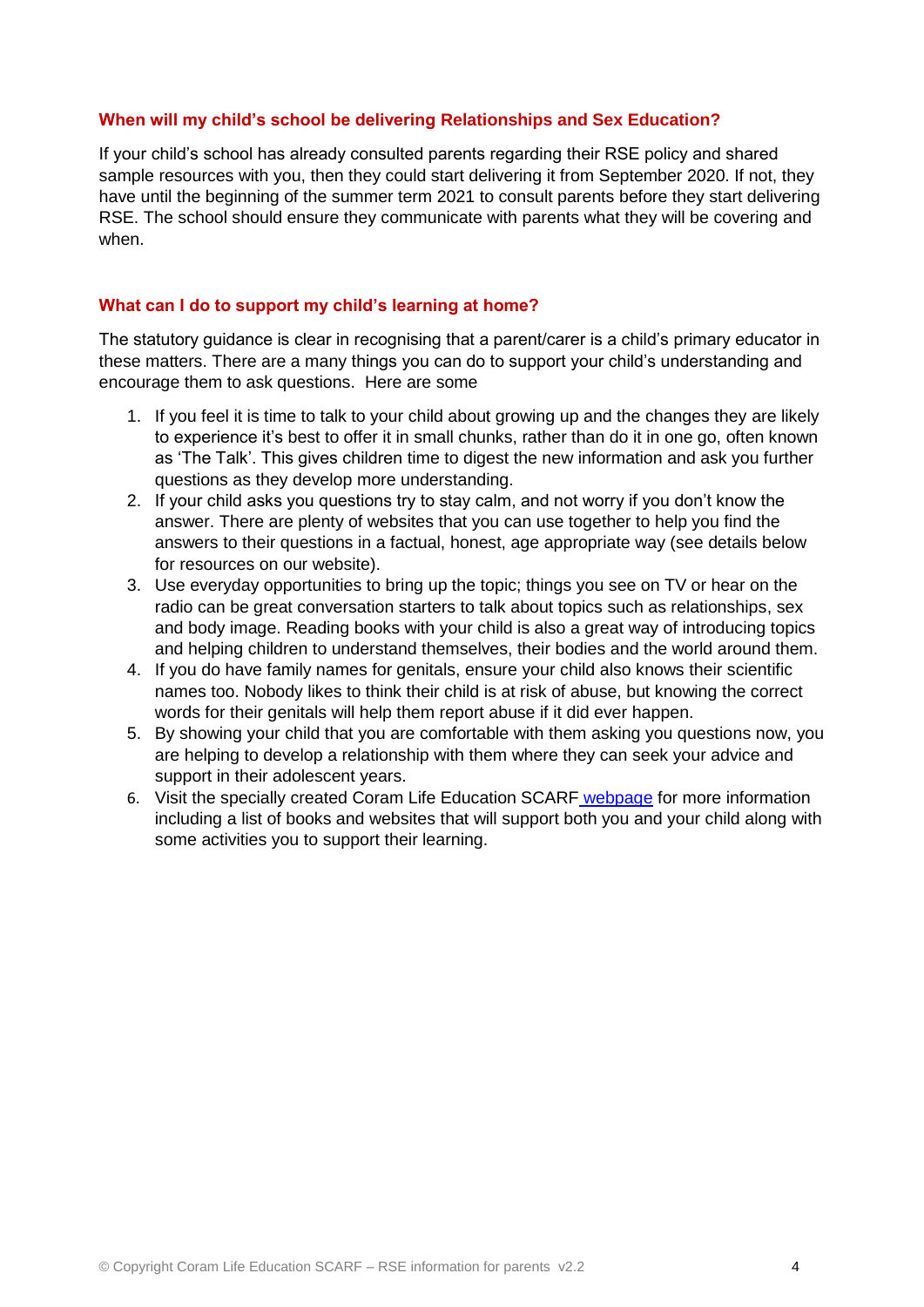## When will my child's school be delivering Relationships and Sex Education?

If your child's school has already consulted parents regarding their RSE policy and shared sample resources with you, then they could start delivering it from September 2020. If not, they have until the beginning of the summer term 2021 to consult parents before they start delivering RSE. The school should ensure they communicate with parents what they will be covering and when.

## What can I do to support my child's learning at home?

The statutory guidance is clear in recognising that a parent/carer is a child's primary educator in these matters. There are a many things you can do to support your child's understanding and encourage them to ask questions. Here are some

1. If you feel it is time to talk to your child about growing up and the changes they are likely to experience it's best to offer it in small chunks, rather than do it in one go, often known as 'The Talk'. This gives children time to digest the new information and ask you further questions as they develop more understanding.
2. If your child asks you questions try to stay calm, and not worry if you don't know the answer. There are plenty of websites that you can use together to help you find the answers to their questions in a factual, honest, age appropriate way (see details below for resources on our website).
3. Use everyday opportunities to bring up the topic; things you see on TV or hear on the radio can be great conversation starters to talk about topics such as relationships, sex and body image. Reading books with your child is also a great way of introducing topics and helping children to understand themselves, their bodies and the world around them.
4. If you do have family names for genitals, ensure your child also knows their scientific names too. Nobody likes to think their child is at risk of abuse, but knowing the correct words for their genitals will help them report abuse if it did ever happen.
5. By showing your child that you are comfortable with them asking you questions now, you are helping to develop a relationship with them where they can seek your advice and support in their adolescent years.
6. Visit the specially created Coram Life Education SCARF webpage for more information including a list of books and websites that will support both you and your child along with some activities you to support their learning.